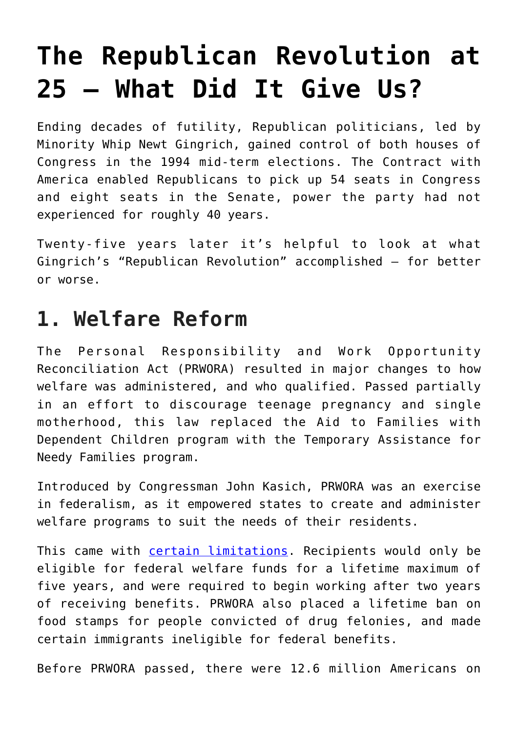# The Republican Revolution at 25 – What Did It Give Us?

Ending decades of futility, Republican politicians, led by Minority Whip Newt Gingrich, gained control of both houses of Congress in the 1994 mid-term elections. The Contract with America enabled Republicans to pick up 54 seats in Congress and eight seats in the Senate, power the party had not experienced for roughly 40 years.

Twenty-five years later it's helpful to look at what Gingrich's "Republican Revolution" accomplished – for better or worse.

## 1. Welfare Reform

The Personal Responsibility and Work Opportunity Reconciliation Act (PRWORA) resulted in major changes to how welfare was administered, and who qualified. Passed partially in an effort to discourage teenage pregnancy and single motherhood, this law replaced the Aid to Families with Dependent Children program with the Temporary Assistance for Needy Families program.

Introduced by Congressman John Kasich, PRWORA was an exercise in federalism, as it empowered states to create and administer welfare programs to suit the needs of their residents.

This came with certain limitations. Recipients would only be eligible for federal welfare funds for a lifetime maximum of five years, and were required to begin working after two years of receiving benefits. PRWORA also placed a lifetime ban on food stamps for people convicted of drug felonies, and made certain immigrants ineligible for federal benefits.

Before PRWORA passed, there were 12.6 million Americans on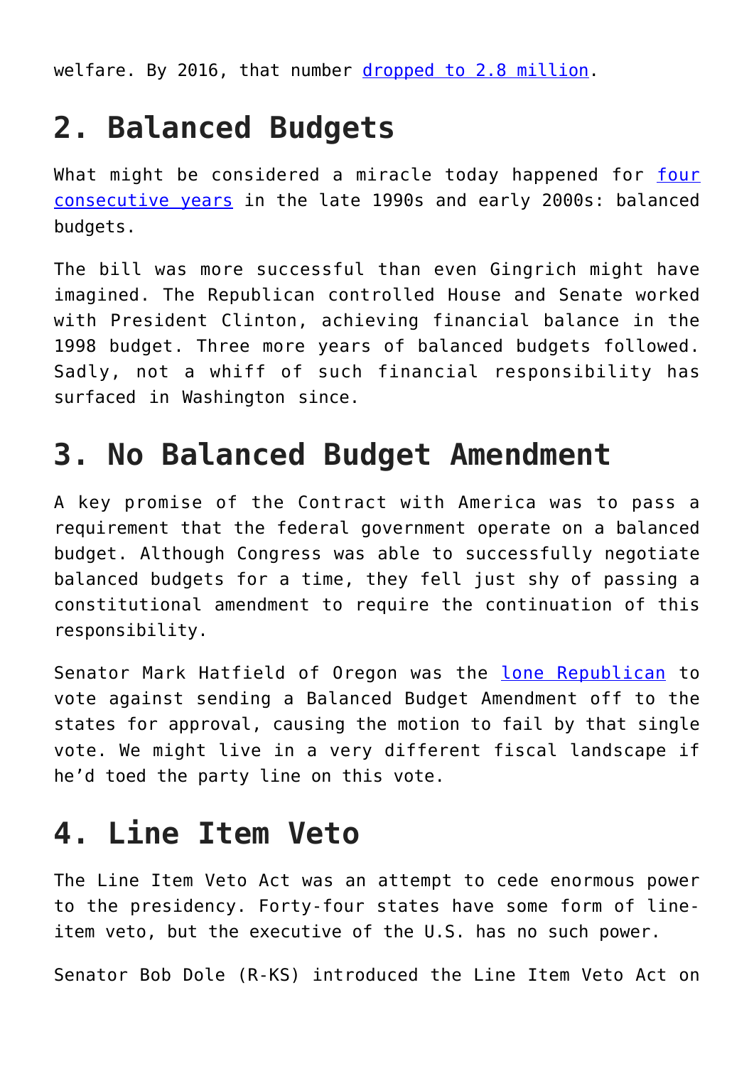welfare. By 2016, that number dropped to 2.8 million.

## 2. Balanced Budgets

What might be considered a miracle today happened for four consecutive years in the late 1990s and early 2000s: balanced budgets.

The bill was more successful than even Gingrich might have imagined. The Republican controlled House and Senate worked with President Clinton, achieving financial balance in the 1998 budget. Three more years of balanced budgets followed. Sadly, not a whiff of such financial responsibility has surfaced in Washington since.

## 3. No Balanced Budget Amendment

A key promise of the Contract with America was to pass a requirement that the federal government operate on a balanced budget. Although Congress was able to successfully negotiate balanced budgets for a time, they fell just shy of passing a constitutional amendment to require the continuation of this responsibility.

Senator Mark Hatfield of Oregon was the lone Republican to vote against sending a Balanced Budget Amendment off to the states for approval, causing the motion to fail by that single vote. We might live in a very different fiscal landscape if he'd toed the party line on this vote.

## 4. Line Item Veto

The Line Item Veto Act was an attempt to cede enormous power to the presidency. Forty-four states have some form of line-item veto, but the executive of the U.S. has no such power.

Senator Bob Dole (R-KS) introduced the Line Item Veto Act on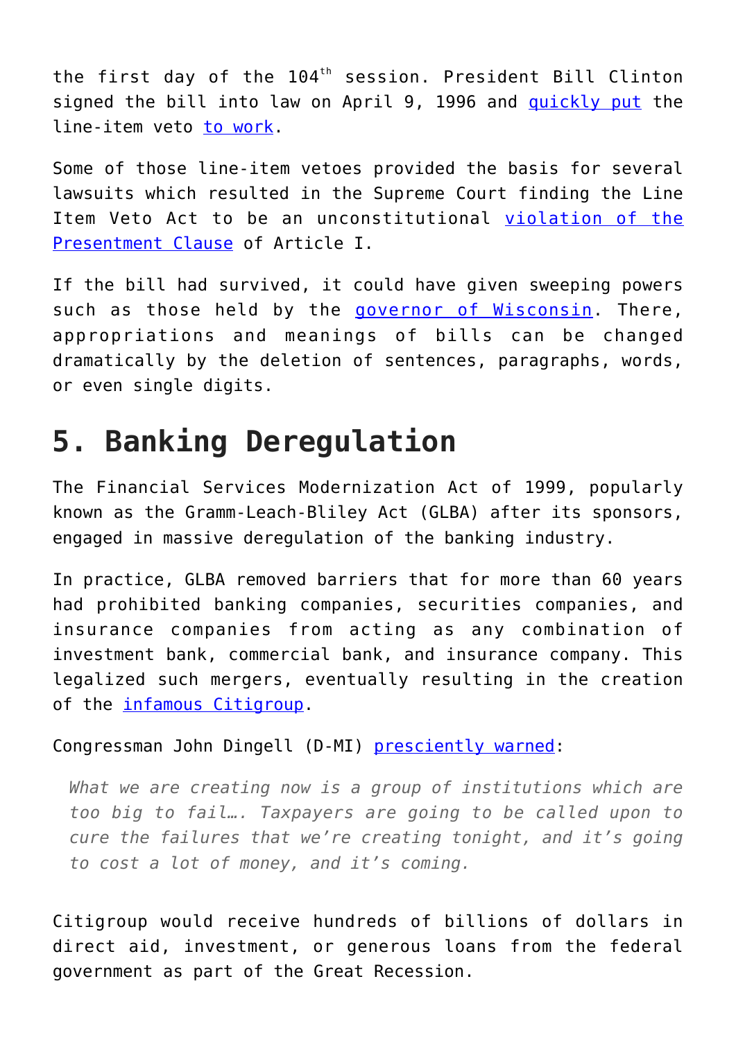the first day of the 104th session. President Bill Clinton signed the bill into law on April 9, 1996 and quickly put the line-item veto to work.

Some of those line-item vetoes provided the basis for several lawsuits which resulted in the Supreme Court finding the Line Item Veto Act to be an unconstitutional violation of the Presentment Clause of Article I.

If the bill had survived, it could have given sweeping powers such as those held by the governor of Wisconsin. There, appropriations and meanings of bills can be changed dramatically by the deletion of sentences, paragraphs, words, or even single digits.

## 5. Banking Deregulation

The Financial Services Modernization Act of 1999, popularly known as the Gramm-Leach-Bliley Act (GLBA) after its sponsors, engaged in massive deregulation of the banking industry.

In practice, GLBA removed barriers that for more than 60 years had prohibited banking companies, securities companies, and insurance companies from acting as any combination of investment bank, commercial bank, and insurance company. This legalized such mergers, eventually resulting in the creation of the infamous Citigroup.

Congressman John Dingell (D-MI) presciently warned:

> *What we are creating now is a group of institutions which are too big to fail…. Taxpayers are going to be called upon to cure the failures that we're creating tonight, and it's going to cost a lot of money, and it's coming.*

Citigroup would receive hundreds of billions of dollars in direct aid, investment, or generous loans from the federal government as part of the Great Recession.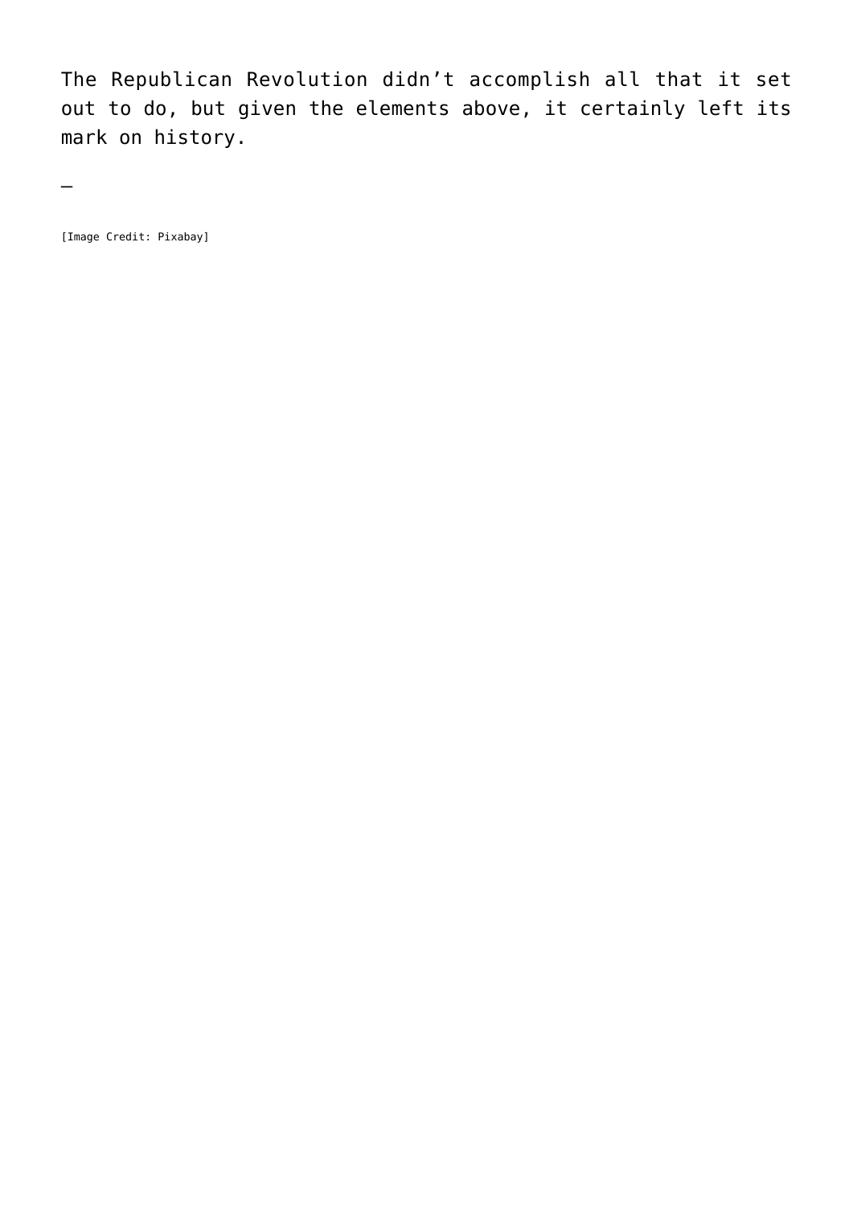The Republican Revolution didn't accomplish all that it set out to do, but given the elements above, it certainly left its mark on history.

—

[Image Credit: Pixabay]